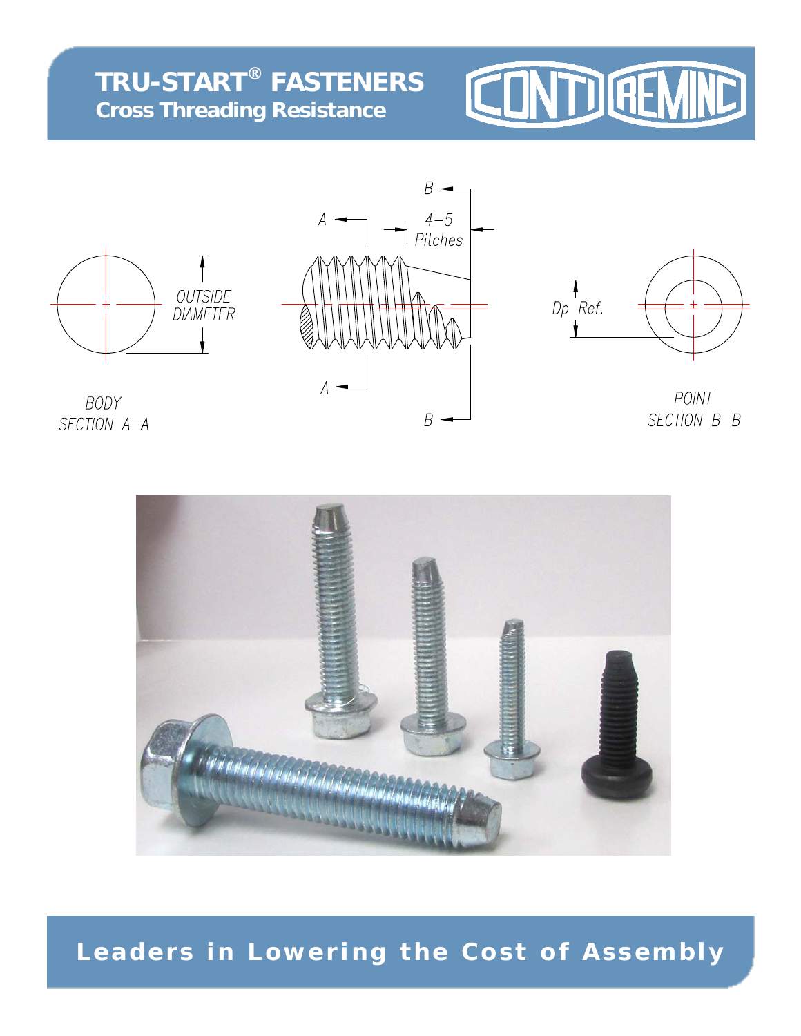# TRU-START® FASTENERS

## Cross Threading Resistance

CONTI REMINC

BODY
SECTION A–A

OUTSIDE DIAMETER

4–5 Pitches

Dp Ref.

POINT
SECTION B–B

**Leaders in Lowering the Cost of Assembly**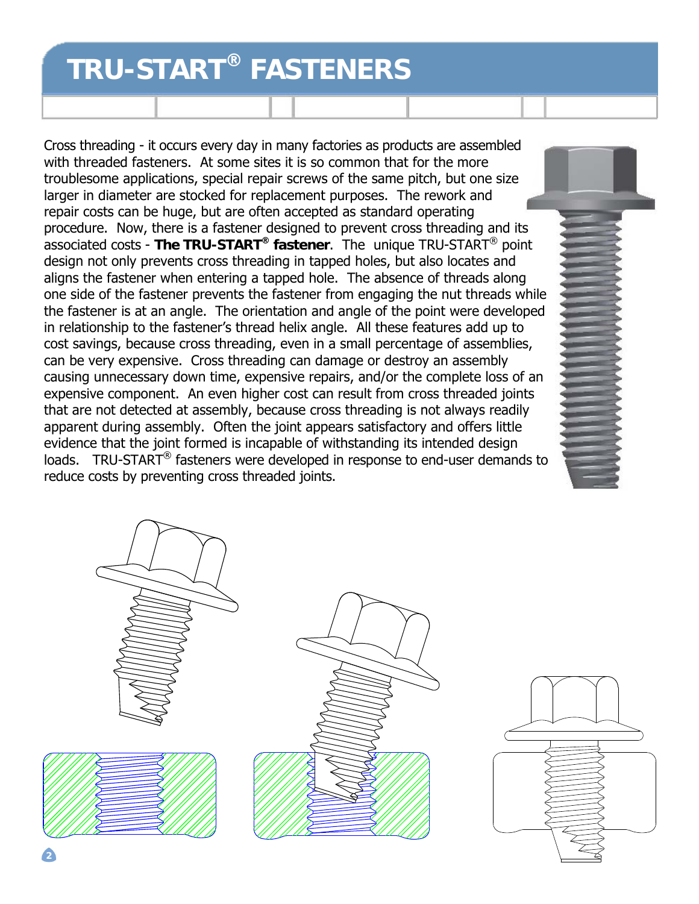# TRU-START® FASTENERS

Cross threading - it occurs every day in many factories as products are assembled with threaded fasteners. At some sites it is so common that for the more troublesome applications, special repair screws of the same pitch, but one size larger in diameter are stocked for replacement purposes. The rework and repair costs can be huge, but are often accepted as standard operating procedure. Now, there is a fastener designed to prevent cross threading and its associated costs - **The TRU-START® fastener**. The unique TRU-START® point design not only prevents cross threading in tapped holes, but also locates and aligns the fastener when entering a tapped hole. The absence of threads along one side of the fastener prevents the fastener from engaging the nut threads while the fastener is at an angle. The orientation and angle of the point were developed in relationship to the fastener's thread helix angle. All these features add up to cost savings, because cross threading, even in a small percentage of assemblies, can be very expensive. Cross threading can damage or destroy an assembly causing unnecessary down time, expensive repairs, and/or the complete loss of an expensive component. An even higher cost can result from cross threaded joints that are not detected at assembly, because cross threading is not always readily apparent during assembly. Often the joint appears satisfactory and offers little evidence that the joint formed is incapable of withstanding its intended design loads. TRU-START® fasteners were developed in response to end-user demands to reduce costs by preventing cross threaded joints.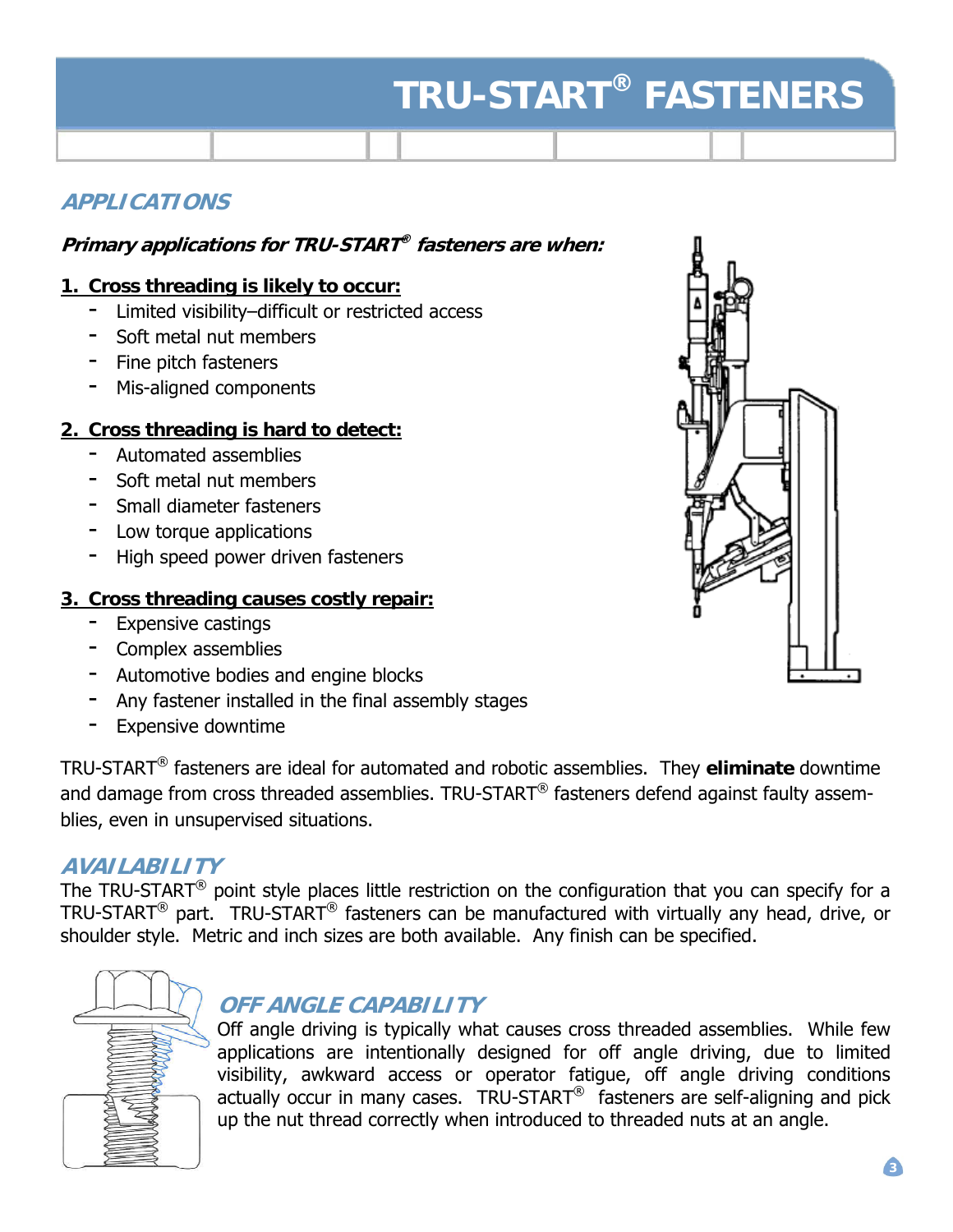# TRU-START® FASTENERS

## APPLICATIONS

***Primary applications for TRU-START® fasteners are when:***

### 1. Cross threading is likely to occur:

- Limited visibility–difficult or restricted access
- Soft metal nut members
- Fine pitch fasteners
- Mis-aligned components

### 2. Cross threading is hard to detect:

- Automated assemblies
- Soft metal nut members
- Small diameter fasteners
- Low torque applications
- High speed power driven fasteners

### 3. Cross threading causes costly repair:

- Expensive castings
- Complex assemblies
- Automotive bodies and engine blocks
- Any fastener installed in the final assembly stages
- Expensive downtime

TRU-START® fasteners are ideal for automated and robotic assemblies. They **eliminate** downtime and damage from cross threaded assemblies. TRU-START® fasteners defend against faulty assemblies, even in unsupervised situations.

## AVAILABILITY

The TRU-START® point style places little restriction on the configuration that you can specify for a TRU-START® part. TRU-START® fasteners can be manufactured with virtually any head, drive, or shoulder style. Metric and inch sizes are both available. Any finish can be specified.

## OFF ANGLE CAPABILITY

Off angle driving is typically what causes cross threaded assemblies. While few applications are intentionally designed for off angle driving, due to limited visibility, awkward access or operator fatigue, off angle driving conditions actually occur in many cases. TRU-START® fasteners are self-aligning and pick up the nut thread correctly when introduced to threaded nuts at an angle.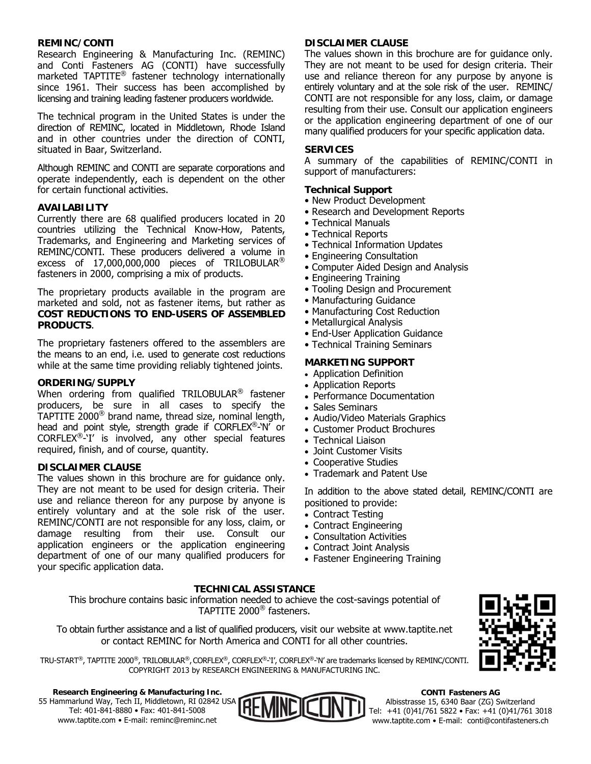### REMINC/CONTI

Research Engineering & Manufacturing Inc. (REMINC) and Conti Fasteners AG (CONTI) have successfully marketed TAPTITE® fastener technology internationally since 1961. Their success has been accomplished by licensing and training leading fastener producers worldwide.

The technical program in the United States is under the direction of REMINC, located in Middletown, Rhode Island and in other countries under the direction of CONTI, situated in Baar, Switzerland.

Although REMINC and CONTI are separate corporations and operate independently, each is dependent on the other for certain functional activities.

### AVAILABILITY

Currently there are 68 qualified producers located in 20 countries utilizing the Technical Know-How, Patents, Trademarks, and Engineering and Marketing services of REMINC/CONTI. These producers delivered a volume in excess of 17,000,000,000 pieces of TRILOBULAR® fasteners in 2000, comprising a mix of products.

The proprietary products available in the program are marketed and sold, not as fastener items, but rather as **COST REDUCTIONS TO END-USERS OF ASSEMBLED PRODUCTS**.

The proprietary fasteners offered to the assemblers are the means to an end, i.e. used to generate cost reductions while at the same time providing reliably tightened joints.

### ORDERING/SUPPLY

When ordering from qualified TRILOBULAR® fastener producers, be sure in all cases to specify the TAPTITE 2000® brand name, thread size, nominal length, head and point style, strength grade if CORFLEX®-'N' or CORFLEX®-'I' is involved, any other special features required, finish, and of course, quantity.

### DISCLAIMER CLAUSE

The values shown in this brochure are for guidance only. They are not meant to be used for design criteria. Their use and reliance thereon for any purpose by anyone is entirely voluntary and at the sole risk of the user. REMINC/CONTI are not responsible for any loss, claim, or damage resulting from their use. Consult our application engineers or the application engineering department of one of our many qualified producers for your specific application data.

### DISCLAIMER CLAUSE

The values shown in this brochure are for guidance only. They are not meant to be used for design criteria. Their use and reliance thereon for any purpose by anyone is entirely voluntary and at the sole risk of the user. REMINC/ CONTI are not responsible for any loss, claim, or damage resulting from their use. Consult our application engineers or the application engineering department of one of our many qualified producers for your specific application data.

### SERVICES

A summary of the capabilities of REMINC/CONTI in support of manufacturers:

#### Technical Support

- New Product Development
- Research and Development Reports
- Technical Manuals
- Technical Reports
- Technical Information Updates
- Engineering Consultation
- Computer Aided Design and Analysis
- Engineering Training
- Tooling Design and Procurement
- Manufacturing Guidance
- Manufacturing Cost Reduction
- Metallurgical Analysis
- End-User Application Guidance
- Technical Training Seminars

#### MARKETING SUPPORT

- Application Definition
- Application Reports
- Performance Documentation
- Sales Seminars
- Audio/Video Materials Graphics
- Customer Product Brochures
- Technical Liaison
- Joint Customer Visits
- Cooperative Studies
- Trademark and Patent Use

In addition to the above stated detail, REMINC/CONTI are positioned to provide:

- Contract Testing
- Contract Engineering
- Consultation Activities
- Contract Joint Analysis
- Fastener Engineering Training

### TECHNICAL ASSISTANCE

This brochure contains basic information needed to achieve the cost-savings potential of TAPTITE 2000® fasteners.

To obtain further assistance and a list of qualified producers, visit our website at www.taptite.net or contact REMINC for North America and CONTI for all other countries.

TRU-START®, TAPTITE 2000®, TRILOBULAR®, CORFLEX®, CORFLEX®-'I', CORFLEX®-'N' are trademarks licensed by REMINC/CONTI.
COPYRIGHT 2013 by RESEARCH ENGINEERING & MANUFACTURING INC.

**Research Engineering & Manufacturing Inc.**
55 Hammarlund Way, Tech II, Middletown, RI 02842 USA
Tel: 401-841-8880 • Fax: 401-841-5008
www.taptite.com • E-mail: reminc@reminc.net

**CONTI Fasteners AG**
Albisstrasse 15, 6340 Baar (ZG) Switzerland
Tel: +41 (0)41/761 5822 • Fax: +41 (0)41/761 3018
www.taptite.com • E-mail: conti@contifasteners.ch